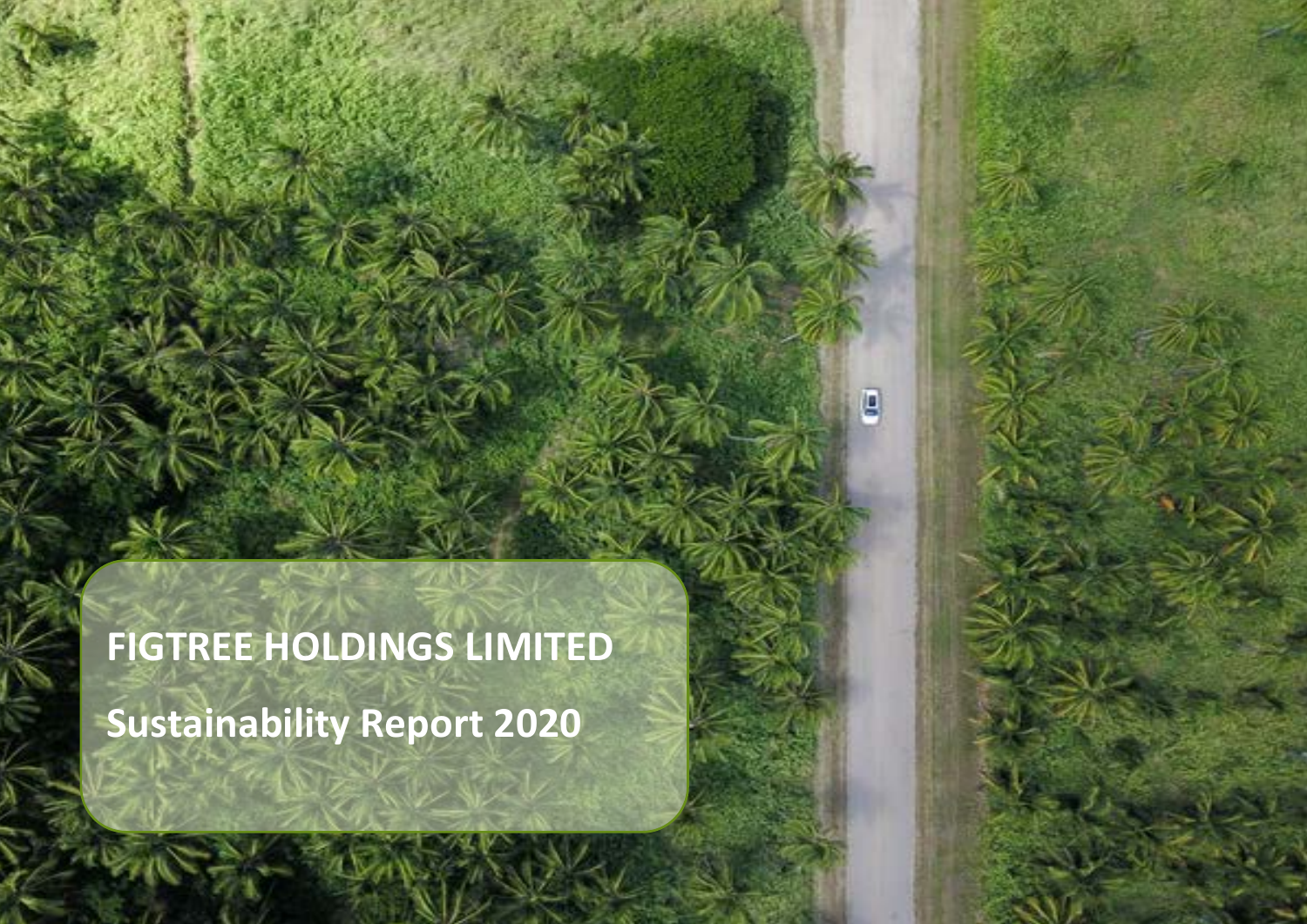# FIGTREE HOLDINGS LIMITED

## Sustainability Report 2020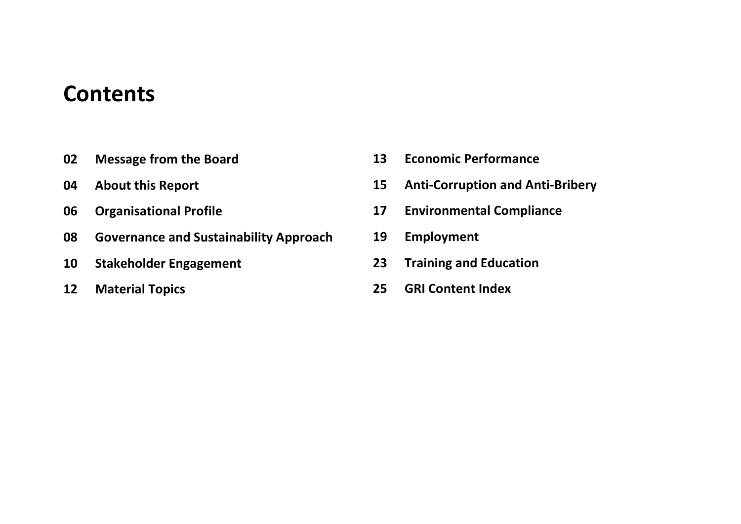# Contents

02 **Message from the Board**

04 **About this Report**

06 **Organisational Profile**

08 **Governance and Sustainability Approach**

10 **Stakeholder Engagement**

12 **Material Topics**

13 **Economic Performance**

15 **Anti-Corruption and Anti-Bribery**

17 **Environmental Compliance**

19 **Employment**

23 **Training and Education**

25 **GRI Content Index**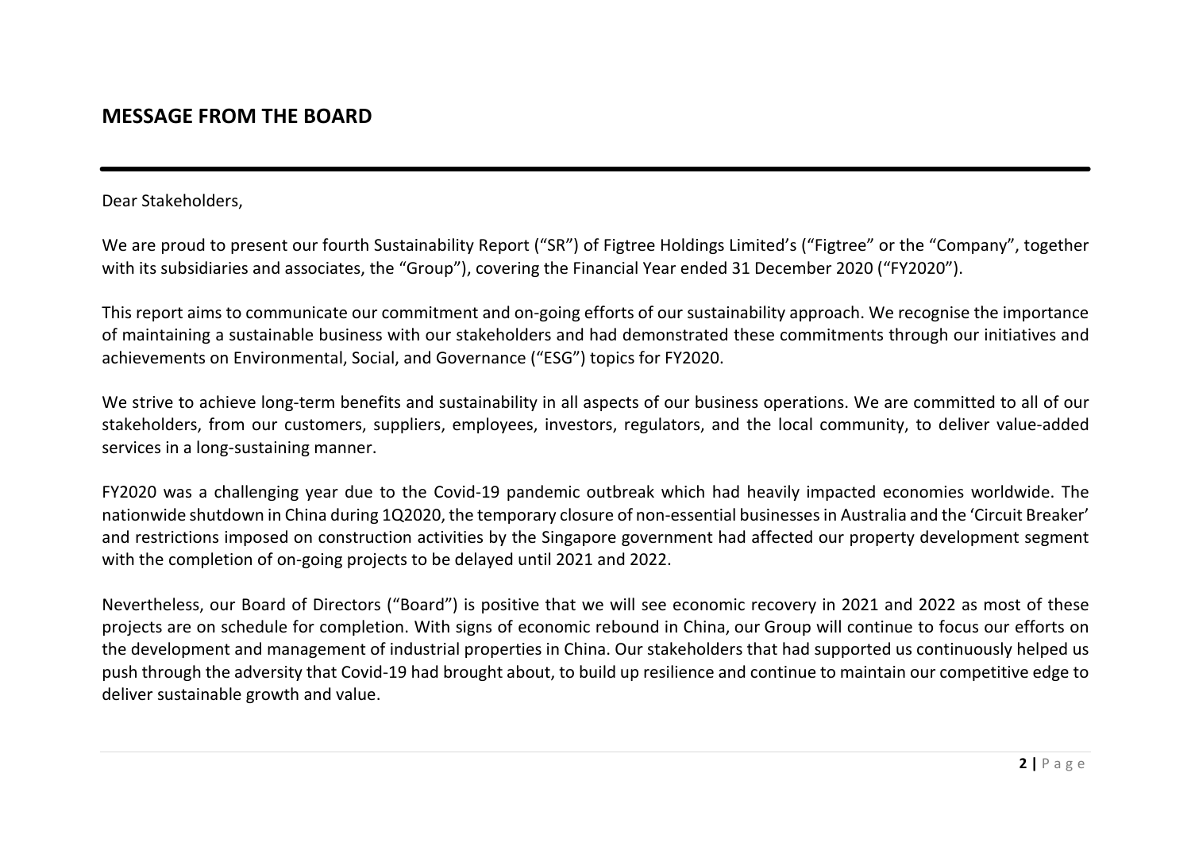## MESSAGE FROM THE BOARD

Dear Stakeholders,

We are proud to present our fourth Sustainability Report ("SR") of Figtree Holdings Limited's ("Figtree" or the "Company", together with its subsidiaries and associates, the "Group"), covering the Financial Year ended 31 December 2020 ("FY2020").

This report aims to communicate our commitment and on-going efforts of our sustainability approach. We recognise the importance of maintaining a sustainable business with our stakeholders and had demonstrated these commitments through our initiatives and achievements on Environmental, Social, and Governance ("ESG") topics for FY2020.

We strive to achieve long-term benefits and sustainability in all aspects of our business operations. We are committed to all of our stakeholders, from our customers, suppliers, employees, investors, regulators, and the local community, to deliver value-added services in a long-sustaining manner.

FY2020 was a challenging year due to the Covid-19 pandemic outbreak which had heavily impacted economies worldwide. The nationwide shutdown in China during 1Q2020, the temporary closure of non-essential businesses in Australia and the 'Circuit Breaker' and restrictions imposed on construction activities by the Singapore government had affected our property development segment with the completion of on-going projects to be delayed until 2021 and 2022.

Nevertheless, our Board of Directors ("Board") is positive that we will see economic recovery in 2021 and 2022 as most of these projects are on schedule for completion. With signs of economic rebound in China, our Group will continue to focus our efforts on the development and management of industrial properties in China. Our stakeholders that had supported us continuously helped us push through the adversity that Covid-19 had brought about, to build up resilience and continue to maintain our competitive edge to deliver sustainable growth and value.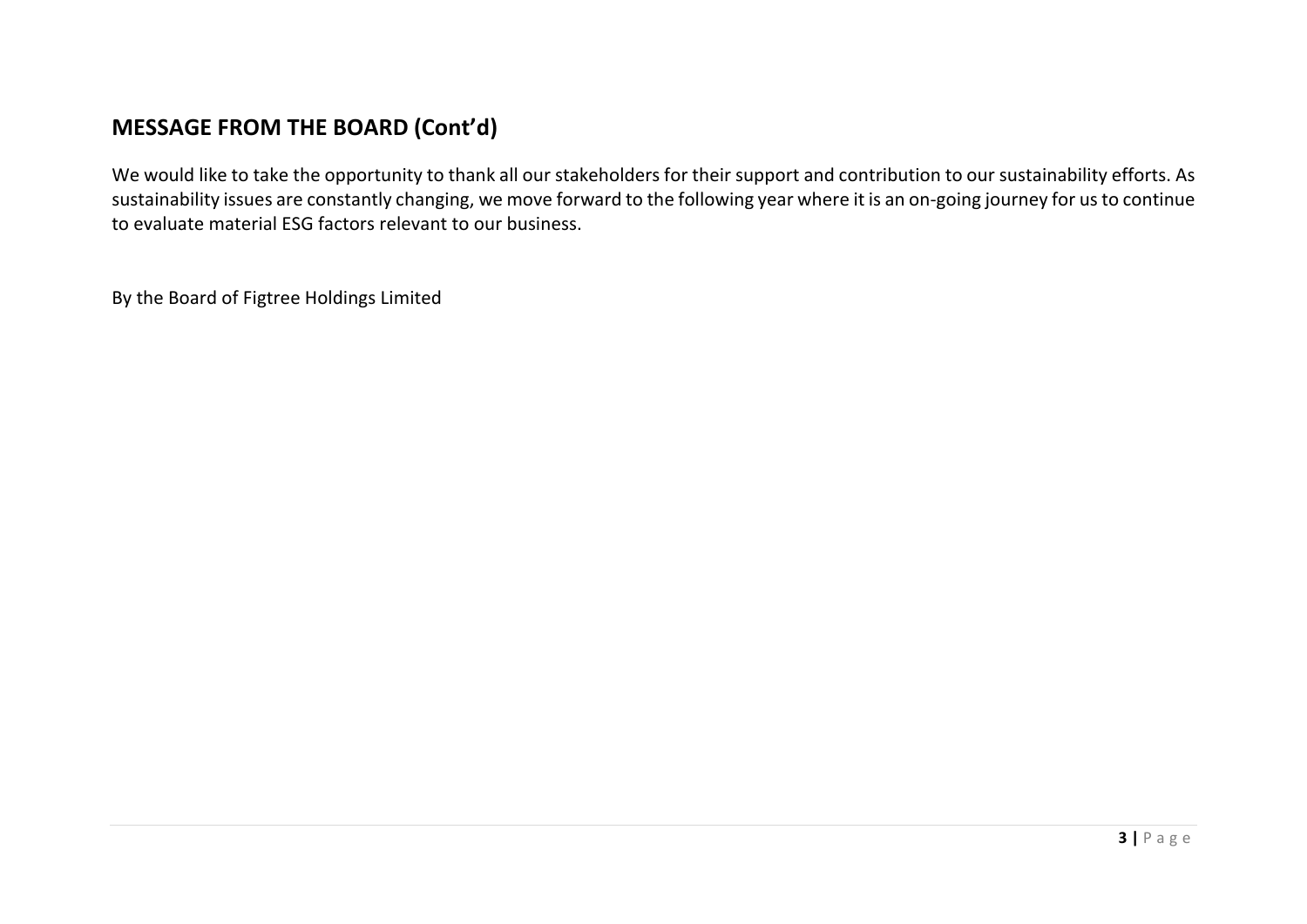## MESSAGE FROM THE BOARD (Cont'd)

We would like to take the opportunity to thank all our stakeholders for their support and contribution to our sustainability efforts. As sustainability issues are constantly changing, we move forward to the following year where it is an on-going journey for us to continue to evaluate material ESG factors relevant to our business.

By the Board of Figtree Holdings Limited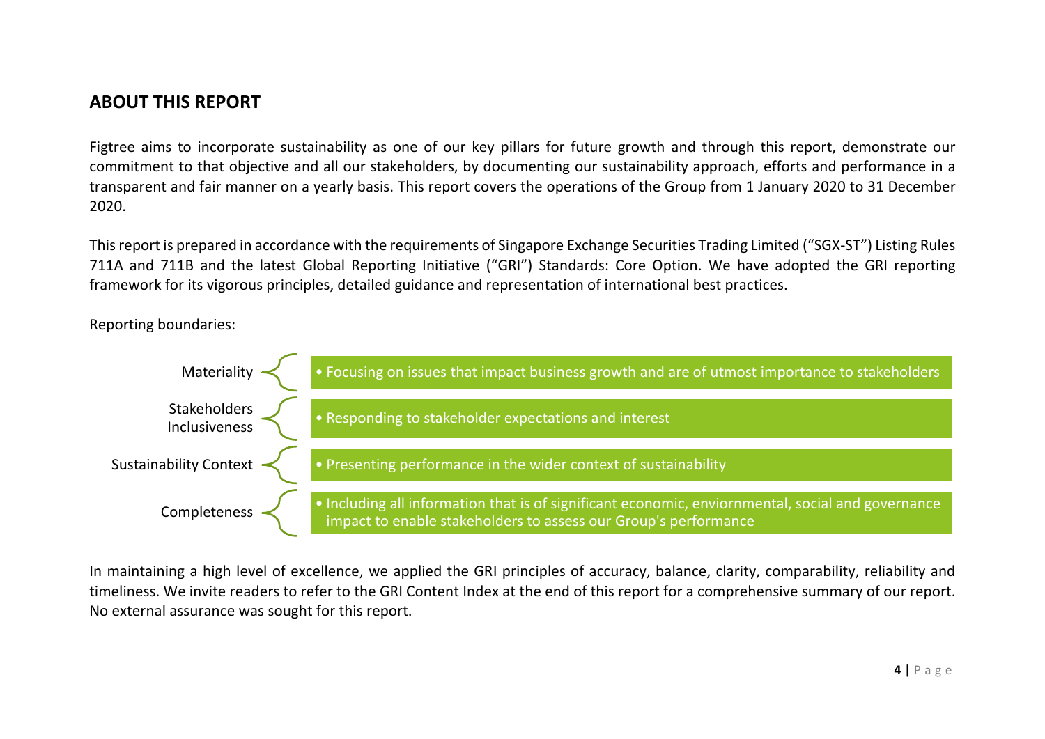## ABOUT THIS REPORT

Figtree aims to incorporate sustainability as one of our key pillars for future growth and through this report, demonstrate our commitment to that objective and all our stakeholders, by documenting our sustainability approach, efforts and performance in a transparent and fair manner on a yearly basis. This report covers the operations of the Group from 1 January 2020 to 31 December 2020.

This report is prepared in accordance with the requirements of Singapore Exchange Securities Trading Limited ("SGX-ST") Listing Rules 711A and 711B and the latest Global Reporting Initiative ("GRI") Standards: Core Option. We have adopted the GRI reporting framework for its vigorous principles, detailed guidance and representation of international best practices.

Reporting boundaries:

| Boundary | Description |
| --- | --- |
| Materiality | Focusing on issues that impact business growth and are of utmost importance to stakeholders |
| Stakeholders Inclusiveness | Responding to stakeholder expectations and interest |
| Sustainability Context | Presenting performance in the wider context of sustainability |
| Completeness | Including all information that is of significant economic, enviornmental, social and governance impact to enable stakeholders to assess our Group's performance |

In maintaining a high level of excellence, we applied the GRI principles of accuracy, balance, clarity, comparability, reliability and timeliness. We invite readers to refer to the GRI Content Index at the end of this report for a comprehensive summary of our report. No external assurance was sought for this report.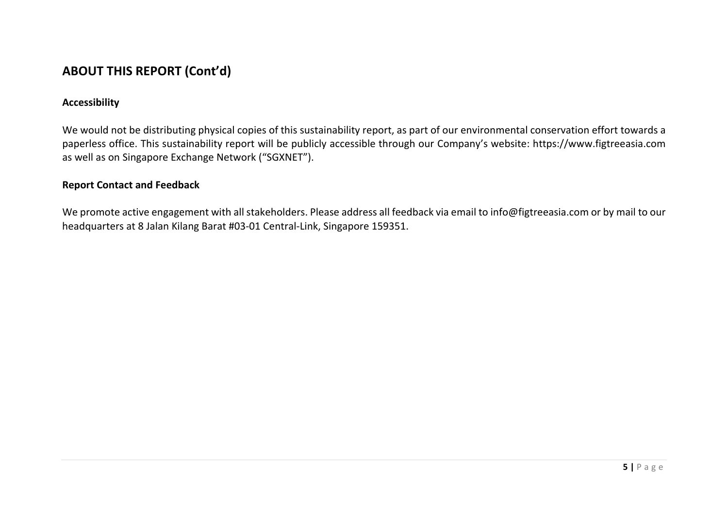## ABOUT THIS REPORT (Cont'd)

### Accessibility

We would not be distributing physical copies of this sustainability report, as part of our environmental conservation effort towards a paperless office. This sustainability report will be publicly accessible through our Company's website: https://www.figtreeasia.com as well as on Singapore Exchange Network ("SGXNET").

### Report Contact and Feedback

We promote active engagement with all stakeholders. Please address all feedback via email to info@figtreeasia.com or by mail to our headquarters at 8 Jalan Kilang Barat #03-01 Central-Link, Singapore 159351.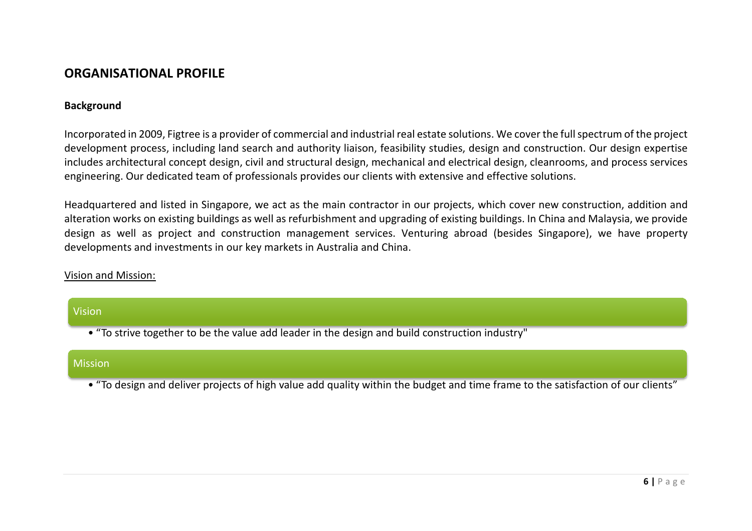## ORGANISATIONAL PROFILE

### Background

Incorporated in 2009, Figtree is a provider of commercial and industrial real estate solutions. We cover the full spectrum of the project development process, including land search and authority liaison, feasibility studies, design and construction. Our design expertise includes architectural concept design, civil and structural design, mechanical and electrical design, cleanrooms, and process services engineering. Our dedicated team of professionals provides our clients with extensive and effective solutions.

Headquartered and listed in Singapore, we act as the main contractor in our projects, which cover new construction, addition and alteration works on existing buildings as well as refurbishment and upgrading of existing buildings. In China and Malaysia, we provide design as well as project and construction management services. Venturing abroad (besides Singapore), we have property developments and investments in our key markets in Australia and China.

Vision and Mission:

**Vision**

- "To strive together to be the value add leader in the design and build construction industry"

**Mission**

- "To design and deliver projects of high value add quality within the budget and time frame to the satisfaction of our clients"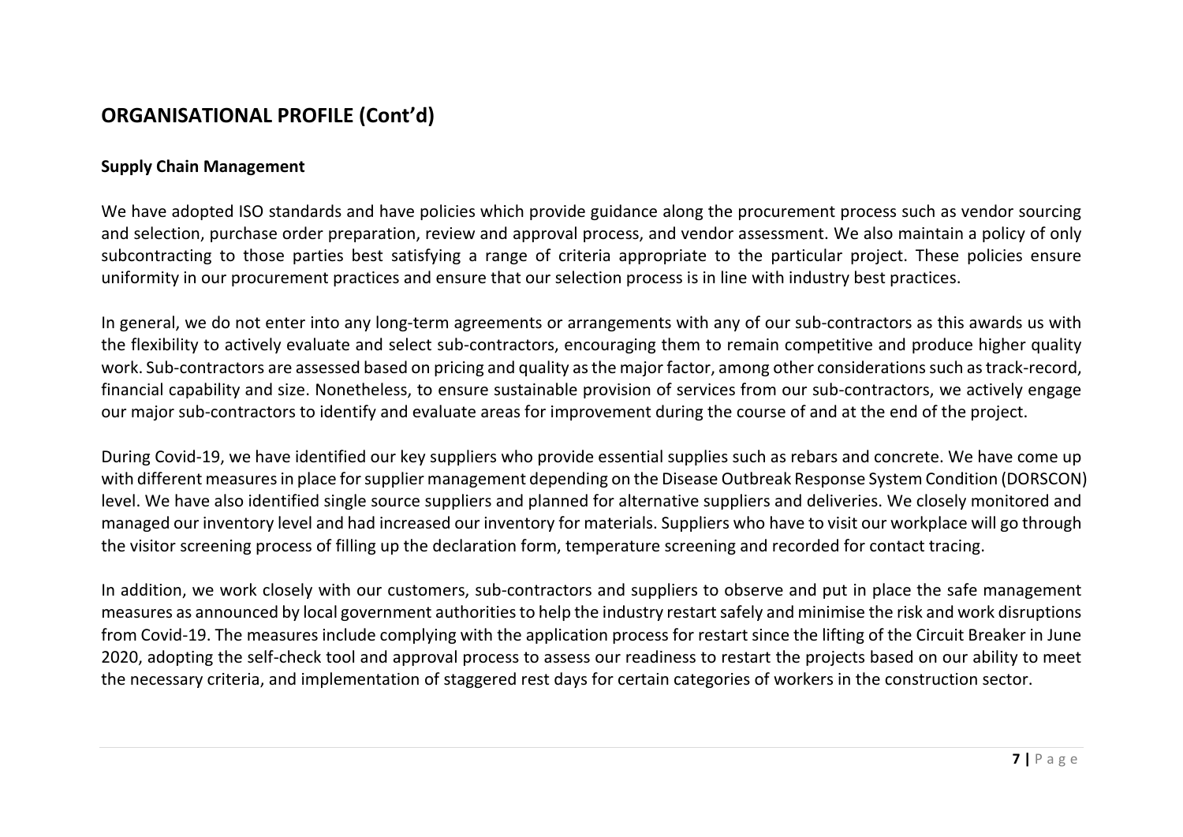## ORGANISATIONAL PROFILE (Cont'd)

### Supply Chain Management

We have adopted ISO standards and have policies which provide guidance along the procurement process such as vendor sourcing and selection, purchase order preparation, review and approval process, and vendor assessment. We also maintain a policy of only subcontracting to those parties best satisfying a range of criteria appropriate to the particular project. These policies ensure uniformity in our procurement practices and ensure that our selection process is in line with industry best practices.

In general, we do not enter into any long-term agreements or arrangements with any of our sub-contractors as this awards us with the flexibility to actively evaluate and select sub-contractors, encouraging them to remain competitive and produce higher quality work. Sub-contractors are assessed based on pricing and quality as the major factor, among other considerations such as track-record, financial capability and size. Nonetheless, to ensure sustainable provision of services from our sub-contractors, we actively engage our major sub-contractors to identify and evaluate areas for improvement during the course of and at the end of the project.

During Covid-19, we have identified our key suppliers who provide essential supplies such as rebars and concrete. We have come up with different measures in place for supplier management depending on the Disease Outbreak Response System Condition (DORSCON) level. We have also identified single source suppliers and planned for alternative suppliers and deliveries. We closely monitored and managed our inventory level and had increased our inventory for materials. Suppliers who have to visit our workplace will go through the visitor screening process of filling up the declaration form, temperature screening and recorded for contact tracing.

In addition, we work closely with our customers, sub-contractors and suppliers to observe and put in place the safe management measures as announced by local government authorities to help the industry restart safely and minimise the risk and work disruptions from Covid-19. The measures include complying with the application process for restart since the lifting of the Circuit Breaker in June 2020, adopting the self-check tool and approval process to assess our readiness to restart the projects based on our ability to meet the necessary criteria, and implementation of staggered rest days for certain categories of workers in the construction sector.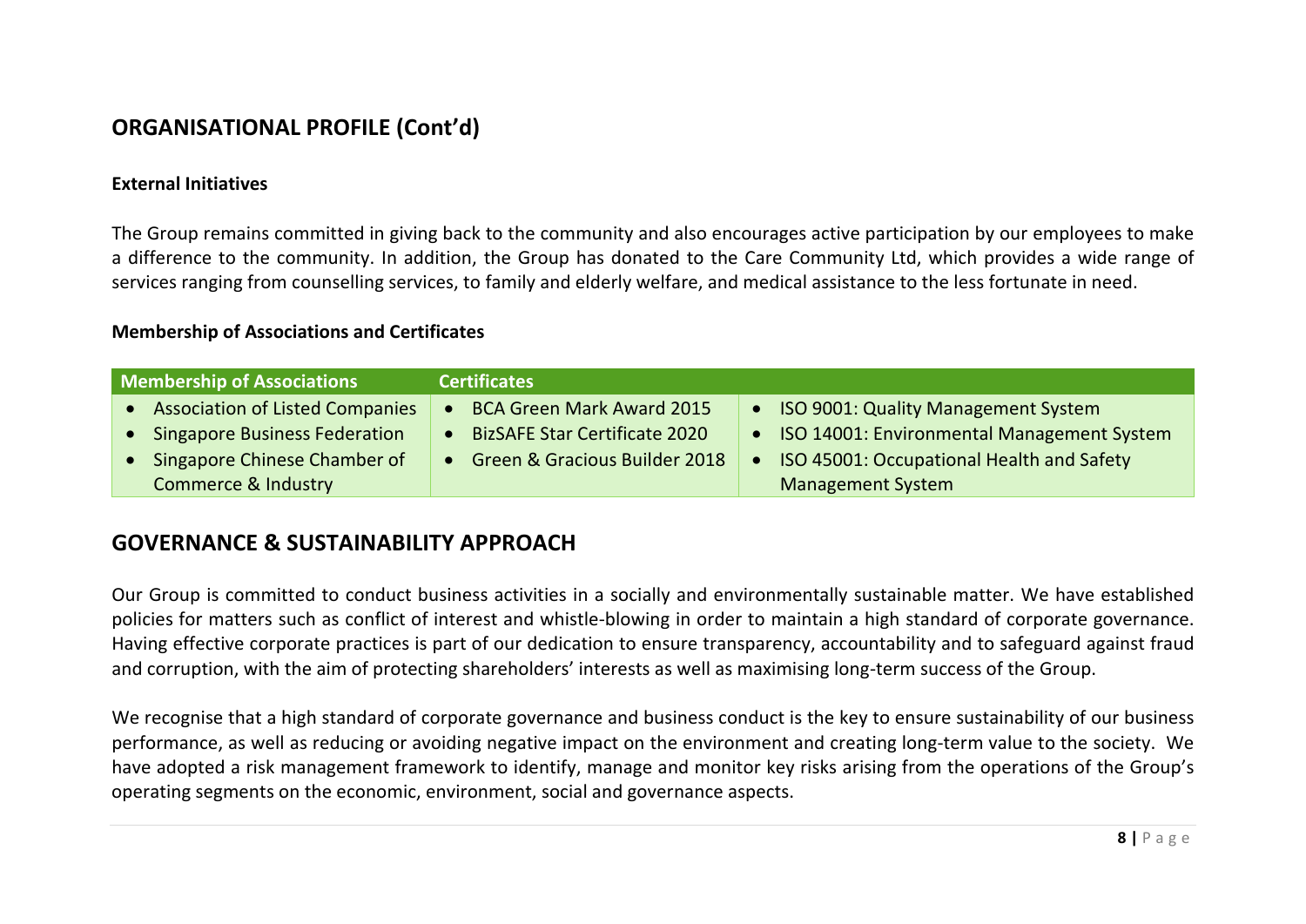## ORGANISATIONAL PROFILE (Cont'd)

### External Initiatives

The Group remains committed in giving back to the community and also encourages active participation by our employees to make a difference to the community. In addition, the Group has donated to the Care Community Ltd, which provides a wide range of services ranging from counselling services, to family and elderly welfare, and medical assistance to the less fortunate in need.

### Membership of Associations and Certificates

| Membership of Associations | Certificates | |
|---|---|---|
| • Association of Listed Companies<br>• Singapore Business Federation<br>• Singapore Chinese Chamber of Commerce & Industry | • BCA Green Mark Award 2015<br>• BizSAFE Star Certificate 2020<br>• Green & Gracious Builder 2018 | • ISO 9001: Quality Management System<br>• ISO 14001: Environmental Management System<br>• ISO 45001: Occupational Health and Safety Management System |

## GOVERNANCE & SUSTAINABILITY APPROACH

Our Group is committed to conduct business activities in a socially and environmentally sustainable matter. We have established policies for matters such as conflict of interest and whistle-blowing in order to maintain a high standard of corporate governance. Having effective corporate practices is part of our dedication to ensure transparency, accountability and to safeguard against fraud and corruption, with the aim of protecting shareholders' interests as well as maximising long-term success of the Group.

We recognise that a high standard of corporate governance and business conduct is the key to ensure sustainability of our business performance, as well as reducing or avoiding negative impact on the environment and creating long-term value to the society. We have adopted a risk management framework to identify, manage and monitor key risks arising from the operations of the Group's operating segments on the economic, environment, social and governance aspects.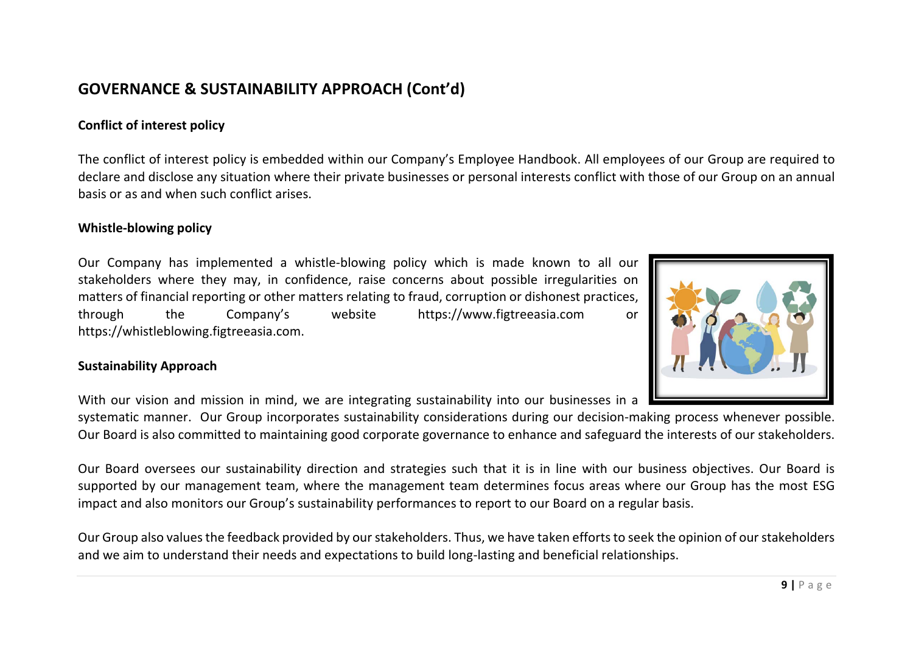## GOVERNANCE & SUSTAINABILITY APPROACH (Cont'd)

### Conflict of interest policy

The conflict of interest policy is embedded within our Company's Employee Handbook. All employees of our Group are required to declare and disclose any situation where their private businesses or personal interests conflict with those of our Group on an annual basis or as and when such conflict arises.

### Whistle-blowing policy

Our Company has implemented a whistle-blowing policy which is made known to all our stakeholders where they may, in confidence, raise concerns about possible irregularities on matters of financial reporting or other matters relating to fraud, corruption or dishonest practices, through the Company's website https://www.figtreeasia.com or https://whistleblowing.figtreeasia.com.

### Sustainability Approach

With our vision and mission in mind, we are integrating sustainability into our businesses in a systematic manner. Our Group incorporates sustainability considerations during our decision-making process whenever possible. Our Board is also committed to maintaining good corporate governance to enhance and safeguard the interests of our stakeholders.

Our Board oversees our sustainability direction and strategies such that it is in line with our business objectives. Our Board is supported by our management team, where the management team determines focus areas where our Group has the most ESG impact and also monitors our Group's sustainability performances to report to our Board on a regular basis.

Our Group also values the feedback provided by our stakeholders. Thus, we have taken efforts to seek the opinion of our stakeholders and we aim to understand their needs and expectations to build long-lasting and beneficial relationships.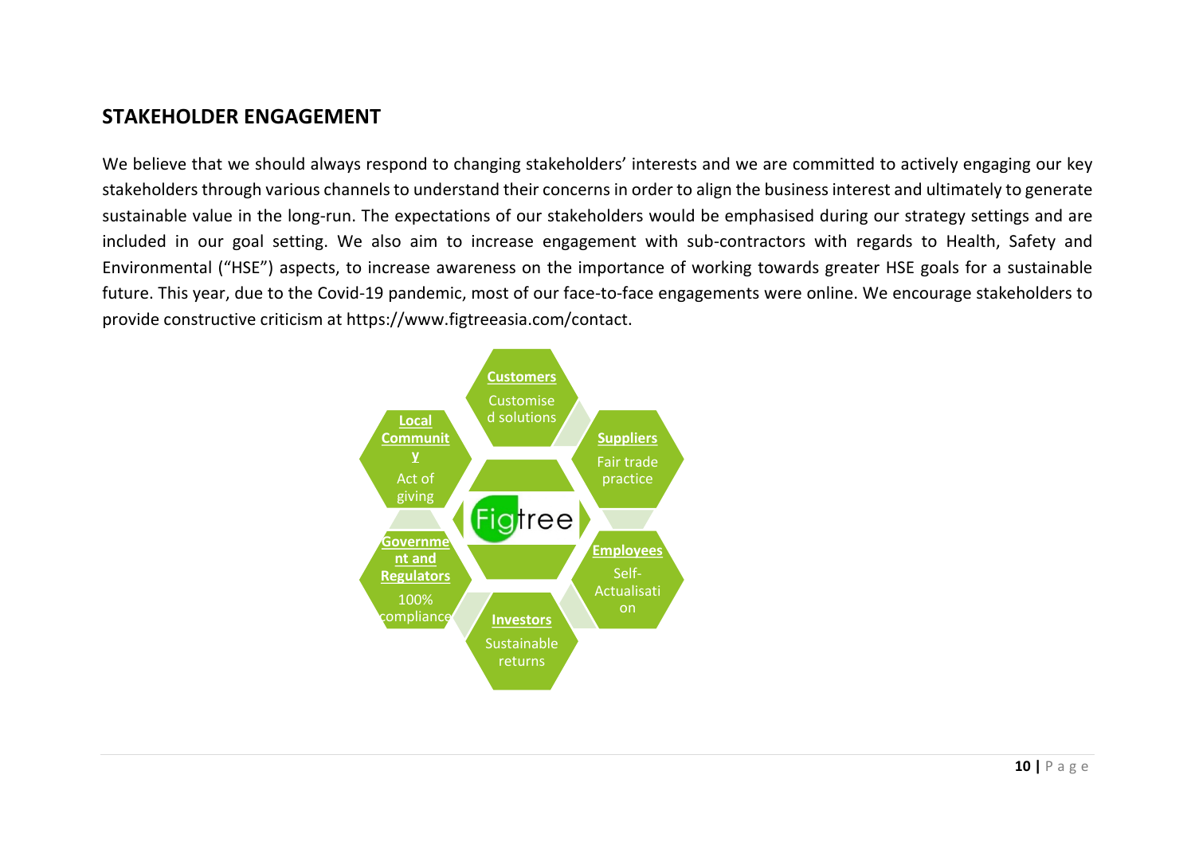## STAKEHOLDER ENGAGEMENT

We believe that we should always respond to changing stakeholders' interests and we are committed to actively engaging our key stakeholders through various channels to understand their concerns in order to align the business interest and ultimately to generate sustainable value in the long-run. The expectations of our stakeholders would be emphasised during our strategy settings and are included in our goal setting. We also aim to increase engagement with sub-contractors with regards to Health, Safety and Environmental ("HSE") aspects, to increase awareness on the importance of working towards greater HSE goals for a sustainable future. This year, due to the Covid-19 pandemic, most of our face-to-face engagements were online. We encourage stakeholders to provide constructive criticism at https://www.figtreeasia.com/contact.

**Customers**
Customised solutions

**Suppliers**
Fair trade practice

**Employees**
Self-Actualisation

**Investors**
Sustainable returns

**Government and Regulators**
100% compliance

**Local Community**
Act of giving

Figtree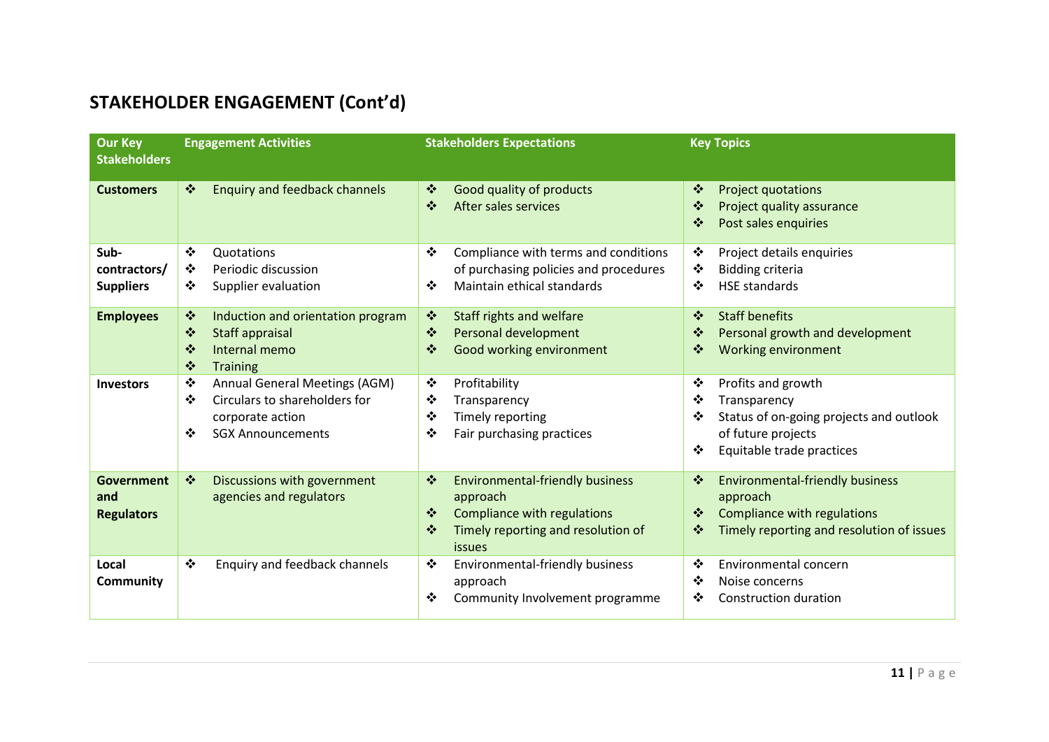## STAKEHOLDER ENGAGEMENT (Cont'd)

| Our Key Stakeholders | Engagement Activities | Stakeholders Expectations | Key Topics |
|---|---|---|---|
| **Customers** | ❖ Enquiry and feedback channels | ❖ Good quality of products<br>❖ After sales services | ❖ Project quotations<br>❖ Project quality assurance<br>❖ Post sales enquiries |
| **Sub-contractors/ Suppliers** | ❖ Quotations<br>❖ Periodic discussion<br>❖ Supplier evaluation | ❖ Compliance with terms and conditions of purchasing policies and procedures<br>❖ Maintain ethical standards | ❖ Project details enquiries<br>❖ Bidding criteria<br>❖ HSE standards |
| **Employees** | ❖ Induction and orientation program<br>❖ Staff appraisal<br>❖ Internal memo<br>❖ Training | ❖ Staff rights and welfare<br>❖ Personal development<br>❖ Good working environment | ❖ Staff benefits<br>❖ Personal growth and development<br>❖ Working environment |
| **Investors** | ❖ Annual General Meetings (AGM)<br>❖ Circulars to shareholders for corporate action<br>❖ SGX Announcements | ❖ Profitability<br>❖ Transparency<br>❖ Timely reporting<br>❖ Fair purchasing practices | ❖ Profits and growth<br>❖ Transparency<br>❖ Status of on-going projects and outlook of future projects<br>❖ Equitable trade practices |
| **Government and Regulators** | ❖ Discussions with government agencies and regulators | ❖ Environmental-friendly business approach<br>❖ Compliance with regulations<br>❖ Timely reporting and resolution of issues | ❖ Environmental-friendly business approach<br>❖ Compliance with regulations<br>❖ Timely reporting and resolution of issues |
| **Local Community** | ❖ Enquiry and feedback channels | ❖ Environmental-friendly business approach<br>❖ Community Involvement programme | ❖ Environmental concern<br>❖ Noise concerns<br>❖ Construction duration |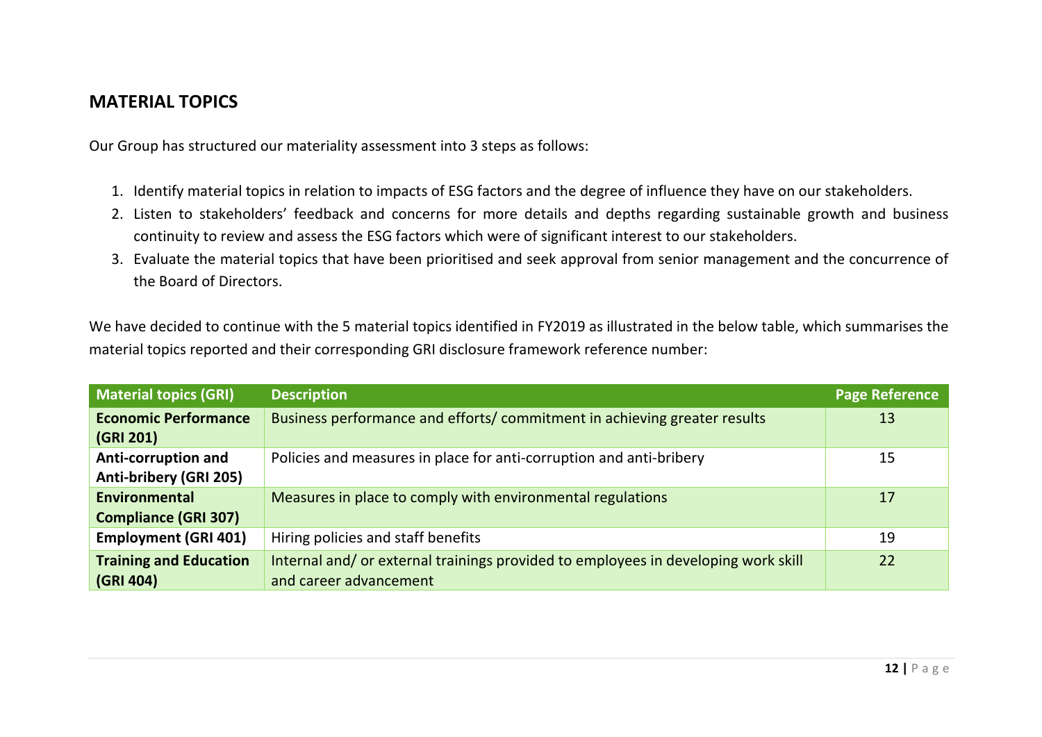## MATERIAL TOPICS

Our Group has structured our materiality assessment into 3 steps as follows:

1. Identify material topics in relation to impacts of ESG factors and the degree of influence they have on our stakeholders.
2. Listen to stakeholders' feedback and concerns for more details and depths regarding sustainable growth and business continuity to review and assess the ESG factors which were of significant interest to our stakeholders.
3. Evaluate the material topics that have been prioritised and seek approval from senior management and the concurrence of the Board of Directors.

We have decided to continue with the 5 material topics identified in FY2019 as illustrated in the below table, which summarises the material topics reported and their corresponding GRI disclosure framework reference number:

| Material topics (GRI) | Description | Page Reference |
| --- | --- | --- |
| **Economic Performance (GRI 201)** | Business performance and efforts/ commitment in achieving greater results | 13 |
| **Anti-corruption and Anti-bribery (GRI 205)** | Policies and measures in place for anti-corruption and anti-bribery | 15 |
| **Environmental Compliance (GRI 307)** | Measures in place to comply with environmental regulations | 17 |
| **Employment (GRI 401)** | Hiring policies and staff benefits | 19 |
| **Training and Education (GRI 404)** | Internal and/ or external trainings provided to employees in developing work skill and career advancement | 22 |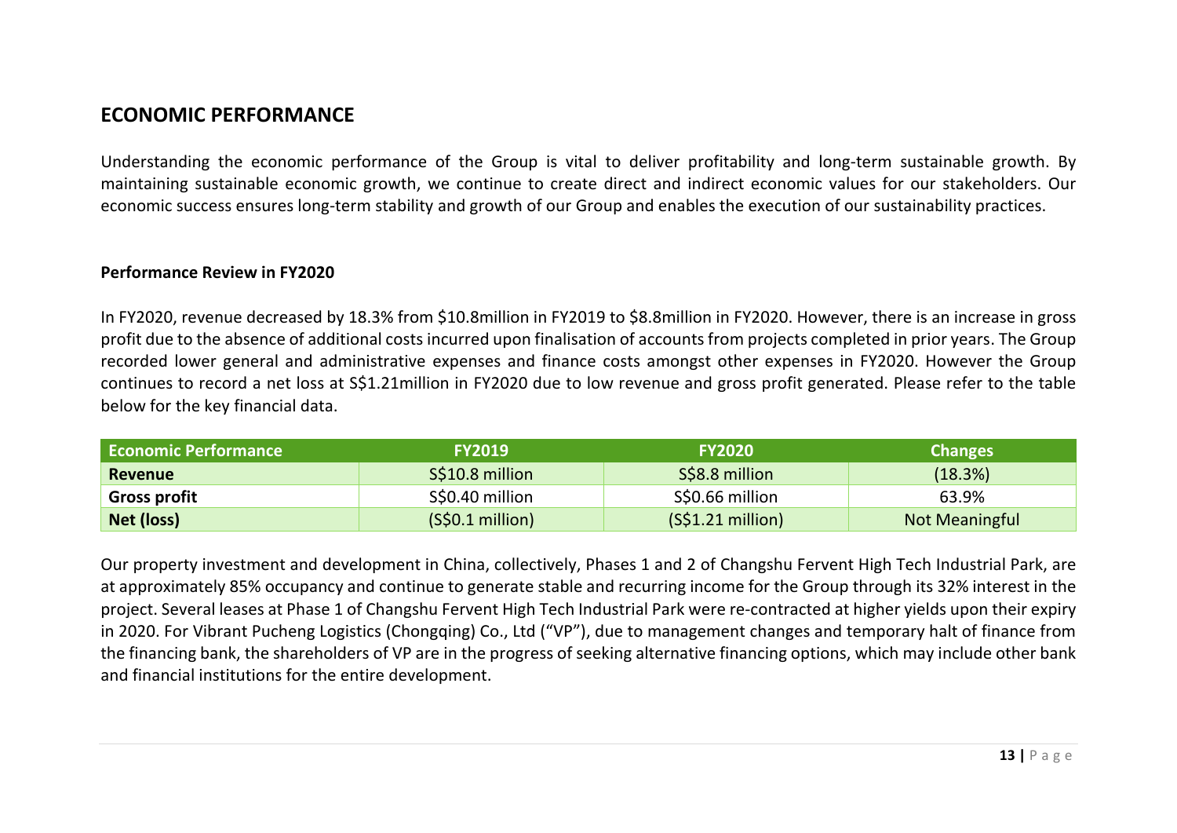## ECONOMIC PERFORMANCE

Understanding the economic performance of the Group is vital to deliver profitability and long-term sustainable growth. By maintaining sustainable economic growth, we continue to create direct and indirect economic values for our stakeholders. Our economic success ensures long-term stability and growth of our Group and enables the execution of our sustainability practices.

### Performance Review in FY2020

In FY2020, revenue decreased by 18.3% from $10.8million in FY2019 to $8.8million in FY2020. However, there is an increase in gross profit due to the absence of additional costs incurred upon finalisation of accounts from projects completed in prior years. The Group recorded lower general and administrative expenses and finance costs amongst other expenses in FY2020. However the Group continues to record a net loss at S$1.21million in FY2020 due to low revenue and gross profit generated. Please refer to the table below for the key financial data.

| Economic Performance | FY2019 | FY2020 | Changes |
|---|---|---|---|
| **Revenue** | S$10.8 million | S$8.8 million | (18.3%) |
| **Gross profit** | S$0.40 million | S$0.66 million | 63.9% |
| **Net (loss)** | (S$0.1 million) | (S$1.21 million) | Not Meaningful |

Our property investment and development in China, collectively, Phases 1 and 2 of Changshu Fervent High Tech Industrial Park, are at approximately 85% occupancy and continue to generate stable and recurring income for the Group through its 32% interest in the project. Several leases at Phase 1 of Changshu Fervent High Tech Industrial Park were re-contracted at higher yields upon their expiry in 2020. For Vibrant Pucheng Logistics (Chongqing) Co., Ltd ("VP"), due to management changes and temporary halt of finance from the financing bank, the shareholders of VP are in the progress of seeking alternative financing options, which may include other bank and financial institutions for the entire development.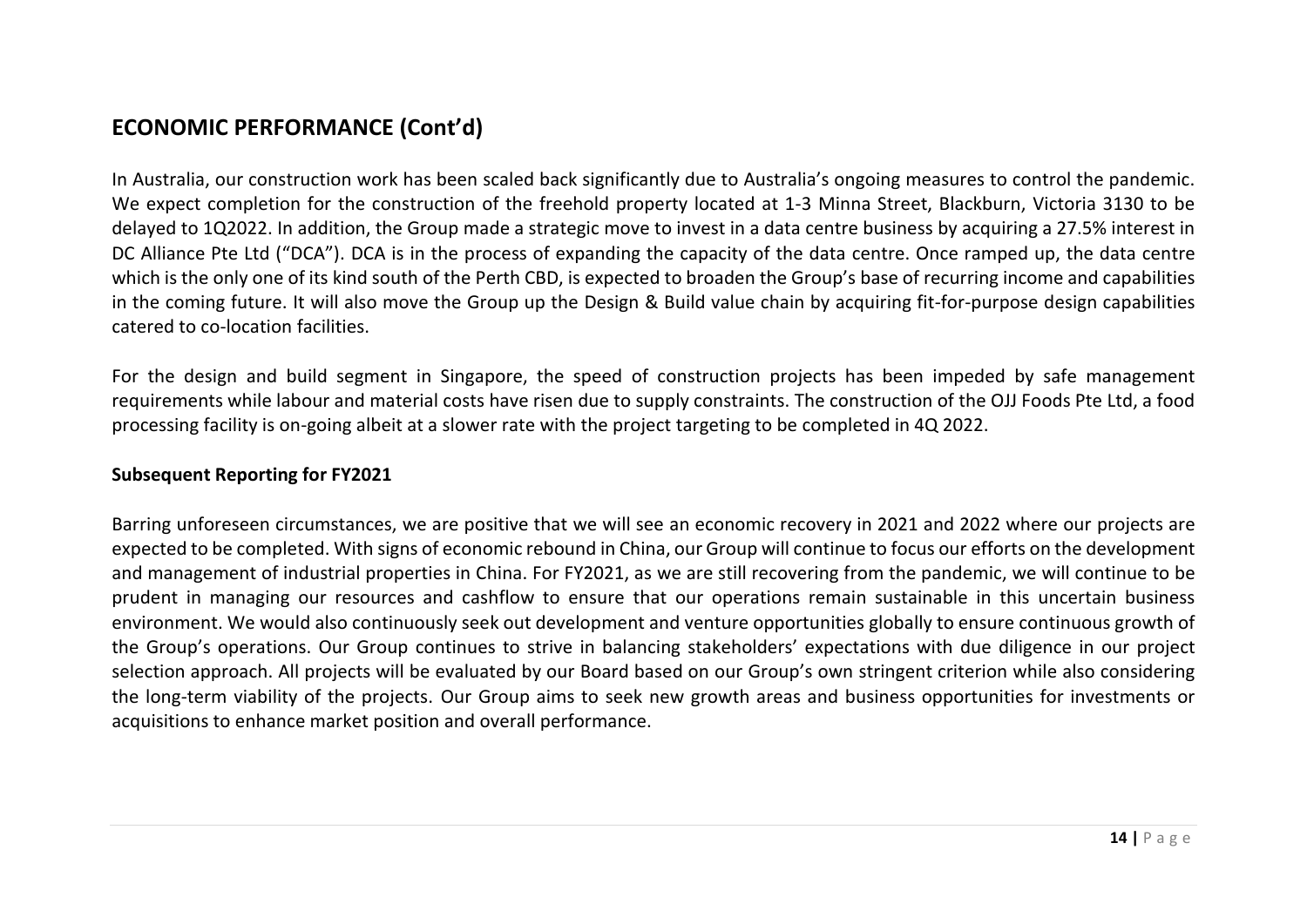## ECONOMIC PERFORMANCE (Cont'd)

In Australia, our construction work has been scaled back significantly due to Australia's ongoing measures to control the pandemic. We expect completion for the construction of the freehold property located at 1-3 Minna Street, Blackburn, Victoria 3130 to be delayed to 1Q2022. In addition, the Group made a strategic move to invest in a data centre business by acquiring a 27.5% interest in DC Alliance Pte Ltd ("DCA"). DCA is in the process of expanding the capacity of the data centre. Once ramped up, the data centre which is the only one of its kind south of the Perth CBD, is expected to broaden the Group's base of recurring income and capabilities in the coming future. It will also move the Group up the Design & Build value chain by acquiring fit-for-purpose design capabilities catered to co-location facilities.

For the design and build segment in Singapore, the speed of construction projects has been impeded by safe management requirements while labour and material costs have risen due to supply constraints. The construction of the OJJ Foods Pte Ltd, a food processing facility is on-going albeit at a slower rate with the project targeting to be completed in 4Q 2022.

**Subsequent Reporting for FY2021**

Barring unforeseen circumstances, we are positive that we will see an economic recovery in 2021 and 2022 where our projects are expected to be completed. With signs of economic rebound in China, our Group will continue to focus our efforts on the development and management of industrial properties in China. For FY2021, as we are still recovering from the pandemic, we will continue to be prudent in managing our resources and cashflow to ensure that our operations remain sustainable in this uncertain business environment. We would also continuously seek out development and venture opportunities globally to ensure continuous growth of the Group's operations. Our Group continues to strive in balancing stakeholders' expectations with due diligence in our project selection approach. All projects will be evaluated by our Board based on our Group's own stringent criterion while also considering the long-term viability of the projects. Our Group aims to seek new growth areas and business opportunities for investments or acquisitions to enhance market position and overall performance.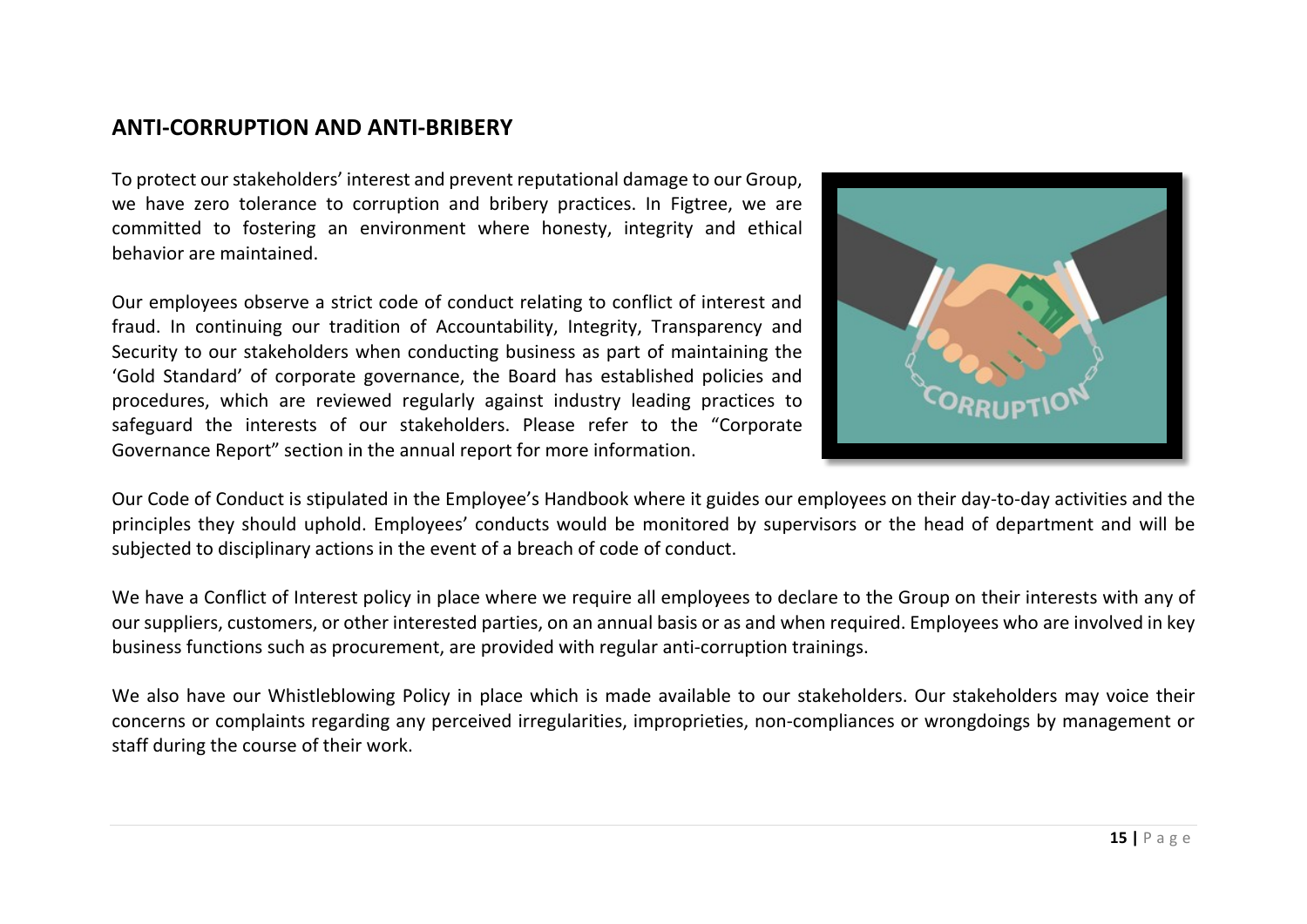## ANTI-CORRUPTION AND ANTI-BRIBERY

To protect our stakeholders' interest and prevent reputational damage to our Group, we have zero tolerance to corruption and bribery practices. In Figtree, we are committed to fostering an environment where honesty, integrity and ethical behavior are maintained.

Our employees observe a strict code of conduct relating to conflict of interest and fraud. In continuing our tradition of Accountability, Integrity, Transparency and Security to our stakeholders when conducting business as part of maintaining the 'Gold Standard' of corporate governance, the Board has established policies and procedures, which are reviewed regularly against industry leading practices to safeguard the interests of our stakeholders. Please refer to the "Corporate Governance Report" section in the annual report for more information.

Our Code of Conduct is stipulated in the Employee's Handbook where it guides our employees on their day-to-day activities and the principles they should uphold. Employees' conducts would be monitored by supervisors or the head of department and will be subjected to disciplinary actions in the event of a breach of code of conduct.

We have a Conflict of Interest policy in place where we require all employees to declare to the Group on their interests with any of our suppliers, customers, or other interested parties, on an annual basis or as and when required. Employees who are involved in key business functions such as procurement, are provided with regular anti-corruption trainings.

We also have our Whistleblowing Policy in place which is made available to our stakeholders. Our stakeholders may voice their concerns or complaints regarding any perceived irregularities, improprieties, non-compliances or wrongdoings by management or staff during the course of their work.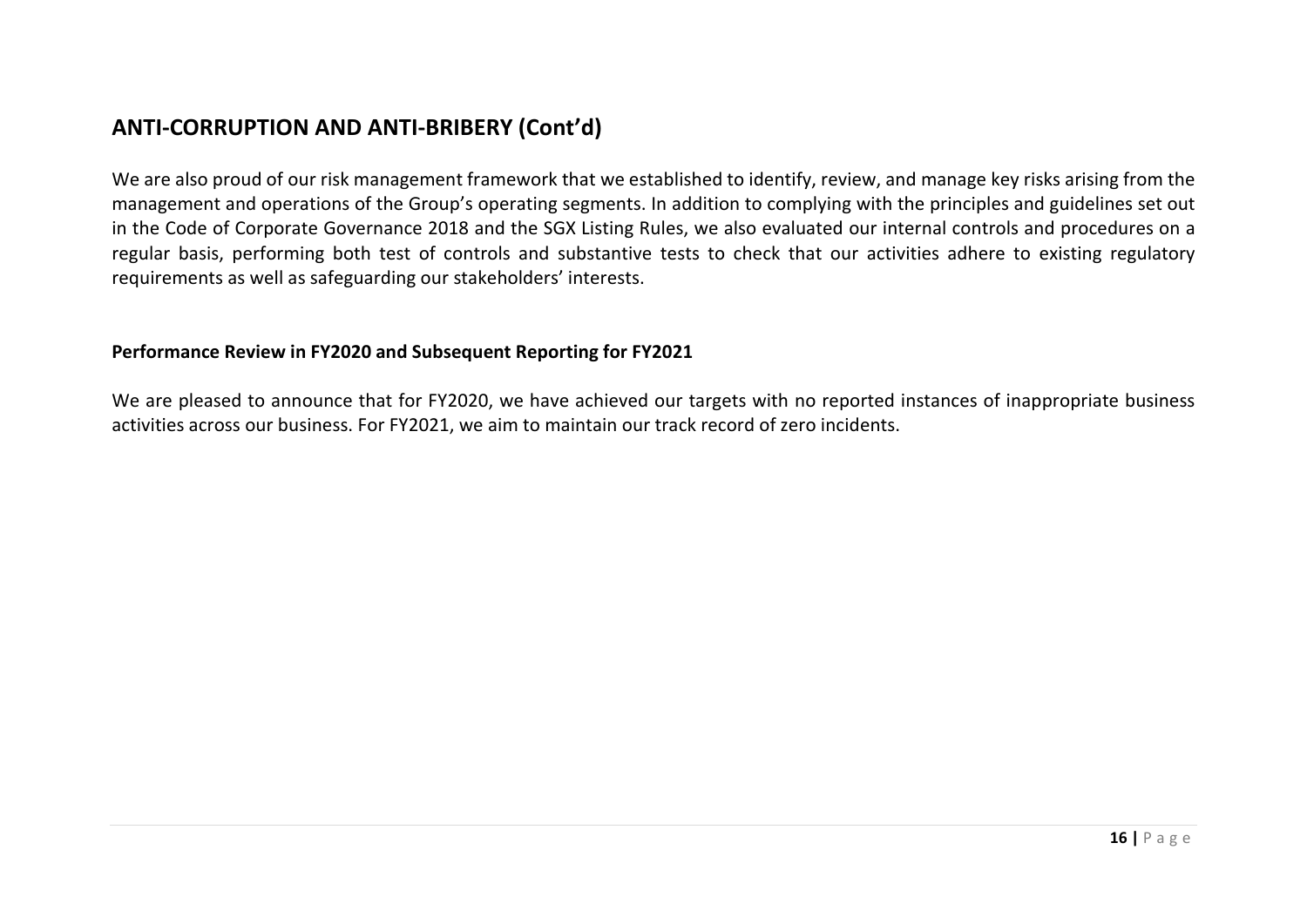## ANTI-CORRUPTION AND ANTI-BRIBERY (Cont'd)

We are also proud of our risk management framework that we established to identify, review, and manage key risks arising from the management and operations of the Group's operating segments. In addition to complying with the principles and guidelines set out in the Code of Corporate Governance 2018 and the SGX Listing Rules, we also evaluated our internal controls and procedures on a regular basis, performing both test of controls and substantive tests to check that our activities adhere to existing regulatory requirements as well as safeguarding our stakeholders' interests.

### Performance Review in FY2020 and Subsequent Reporting for FY2021

We are pleased to announce that for FY2020, we have achieved our targets with no reported instances of inappropriate business activities across our business. For FY2021, we aim to maintain our track record of zero incidents.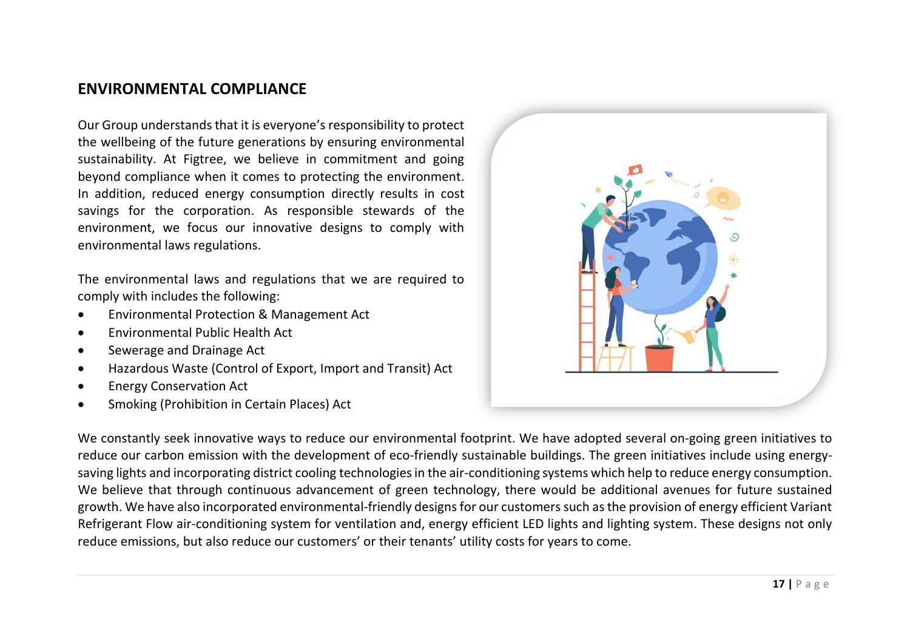## ENVIRONMENTAL COMPLIANCE

Our Group understands that it is everyone's responsibility to protect the wellbeing of the future generations by ensuring environmental sustainability. At Figtree, we believe in commitment and going beyond compliance when it comes to protecting the environment. In addition, reduced energy consumption directly results in cost savings for the corporation. As responsible stewards of the environment, we focus our innovative designs to comply with environmental laws regulations.

The environmental laws and regulations that we are required to comply with includes the following:

- Environmental Protection & Management Act
- Environmental Public Health Act
- Sewerage and Drainage Act
- Hazardous Waste (Control of Export, Import and Transit) Act
- Energy Conservation Act
- Smoking (Prohibition in Certain Places) Act

We constantly seek innovative ways to reduce our environmental footprint. We have adopted several on-going green initiatives to reduce our carbon emission with the development of eco-friendly sustainable buildings. The green initiatives include using energy-saving lights and incorporating district cooling technologies in the air-conditioning systems which help to reduce energy consumption. We believe that through continuous advancement of green technology, there would be additional avenues for future sustained growth. We have also incorporated environmental-friendly designs for our customers such as the provision of energy efficient Variant Refrigerant Flow air-conditioning system for ventilation and, energy efficient LED lights and lighting system. These designs not only reduce emissions, but also reduce our customers' or their tenants' utility costs for years to come.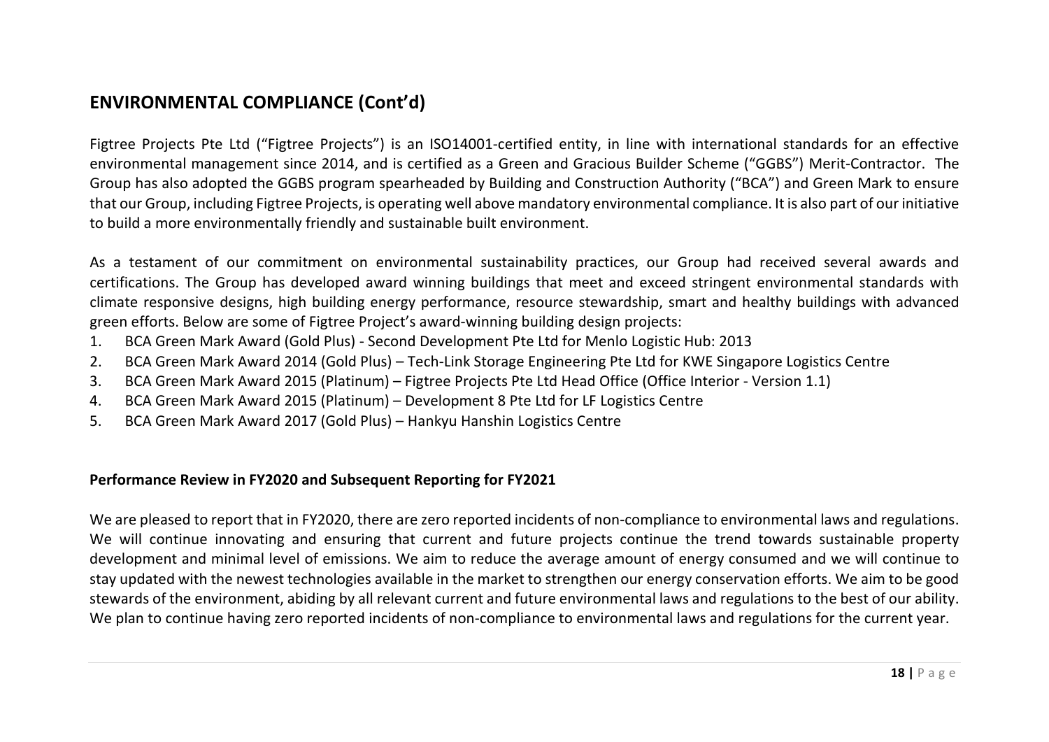## ENVIRONMENTAL COMPLIANCE (Cont'd)

Figtree Projects Pte Ltd ("Figtree Projects") is an ISO14001-certified entity, in line with international standards for an effective environmental management since 2014, and is certified as a Green and Gracious Builder Scheme ("GGBS") Merit-Contractor. The Group has also adopted the GGBS program spearheaded by Building and Construction Authority ("BCA") and Green Mark to ensure that our Group, including Figtree Projects, is operating well above mandatory environmental compliance. It is also part of our initiative to build a more environmentally friendly and sustainable built environment.

As a testament of our commitment on environmental sustainability practices, our Group had received several awards and certifications. The Group has developed award winning buildings that meet and exceed stringent environmental standards with climate responsive designs, high building energy performance, resource stewardship, smart and healthy buildings with advanced green efforts. Below are some of Figtree Project's award-winning building design projects:

1. BCA Green Mark Award (Gold Plus) - Second Development Pte Ltd for Menlo Logistic Hub: 2013
2. BCA Green Mark Award 2014 (Gold Plus) – Tech-Link Storage Engineering Pte Ltd for KWE Singapore Logistics Centre
3. BCA Green Mark Award 2015 (Platinum) – Figtree Projects Pte Ltd Head Office (Office Interior - Version 1.1)
4. BCA Green Mark Award 2015 (Platinum) – Development 8 Pte Ltd for LF Logistics Centre
5. BCA Green Mark Award 2017 (Gold Plus) – Hankyu Hanshin Logistics Centre

**Performance Review in FY2020 and Subsequent Reporting for FY2021**

We are pleased to report that in FY2020, there are zero reported incidents of non-compliance to environmental laws and regulations. We will continue innovating and ensuring that current and future projects continue the trend towards sustainable property development and minimal level of emissions. We aim to reduce the average amount of energy consumed and we will continue to stay updated with the newest technologies available in the market to strengthen our energy conservation efforts. We aim to be good stewards of the environment, abiding by all relevant current and future environmental laws and regulations to the best of our ability. We plan to continue having zero reported incidents of non-compliance to environmental laws and regulations for the current year.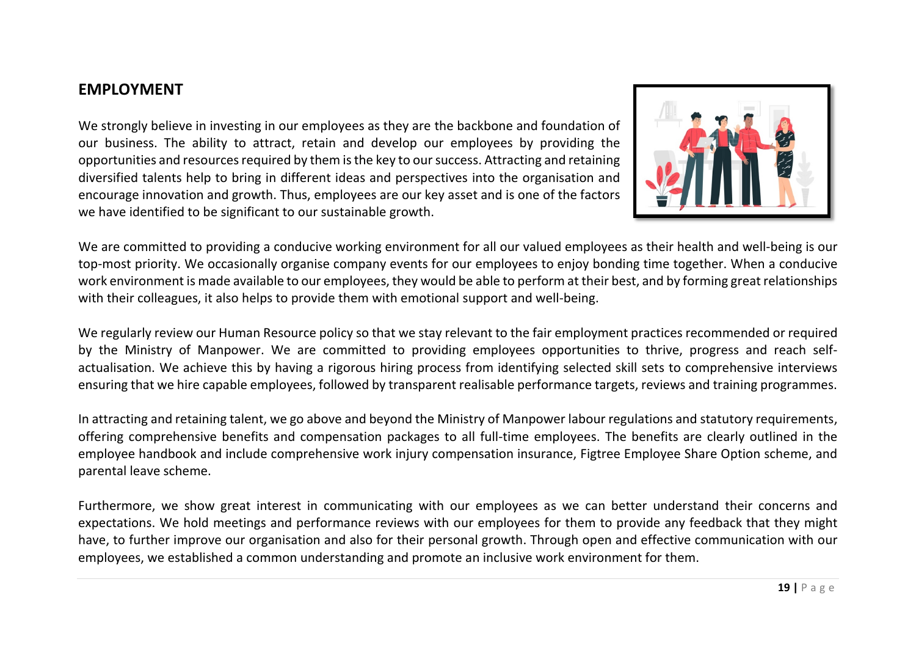## EMPLOYMENT

We strongly believe in investing in our employees as they are the backbone and foundation of our business. The ability to attract, retain and develop our employees by providing the opportunities and resources required by them is the key to our success. Attracting and retaining diversified talents help to bring in different ideas and perspectives into the organisation and encourage innovation and growth. Thus, employees are our key asset and is one of the factors we have identified to be significant to our sustainable growth.

We are committed to providing a conducive working environment for all our valued employees as their health and well-being is our top-most priority. We occasionally organise company events for our employees to enjoy bonding time together. When a conducive work environment is made available to our employees, they would be able to perform at their best, and by forming great relationships with their colleagues, it also helps to provide them with emotional support and well-being.

We regularly review our Human Resource policy so that we stay relevant to the fair employment practices recommended or required by the Ministry of Manpower. We are committed to providing employees opportunities to thrive, progress and reach self-actualisation. We achieve this by having a rigorous hiring process from identifying selected skill sets to comprehensive interviews ensuring that we hire capable employees, followed by transparent realisable performance targets, reviews and training programmes.

In attracting and retaining talent, we go above and beyond the Ministry of Manpower labour regulations and statutory requirements, offering comprehensive benefits and compensation packages to all full-time employees. The benefits are clearly outlined in the employee handbook and include comprehensive work injury compensation insurance, Figtree Employee Share Option scheme, and parental leave scheme.

Furthermore, we show great interest in communicating with our employees as we can better understand their concerns and expectations. We hold meetings and performance reviews with our employees for them to provide any feedback that they might have, to further improve our organisation and also for their personal growth. Through open and effective communication with our employees, we established a common understanding and promote an inclusive work environment for them.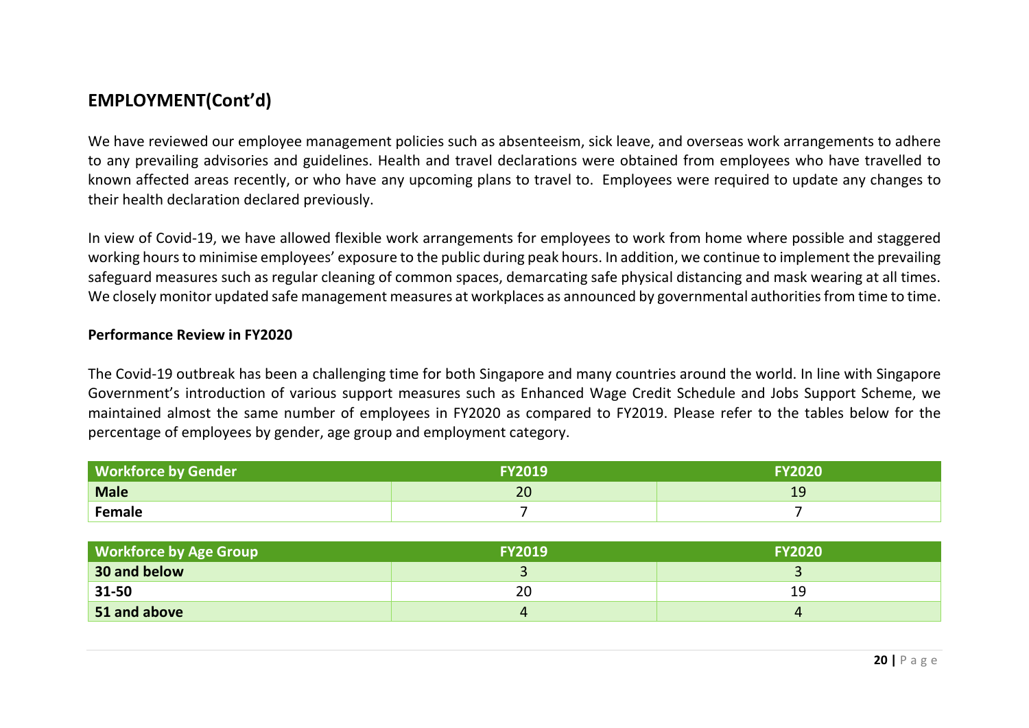## EMPLOYMENT(Cont'd)

We have reviewed our employee management policies such as absenteeism, sick leave, and overseas work arrangements to adhere to any prevailing advisories and guidelines. Health and travel declarations were obtained from employees who have travelled to known affected areas recently, or who have any upcoming plans to travel to. Employees were required to update any changes to their health declaration declared previously.

In view of Covid-19, we have allowed flexible work arrangements for employees to work from home where possible and staggered working hours to minimise employees' exposure to the public during peak hours. In addition, we continue to implement the prevailing safeguard measures such as regular cleaning of common spaces, demarcating safe physical distancing and mask wearing at all times. We closely monitor updated safe management measures at workplaces as announced by governmental authorities from time to time.

### Performance Review in FY2020

The Covid-19 outbreak has been a challenging time for both Singapore and many countries around the world. In line with Singapore Government's introduction of various support measures such as Enhanced Wage Credit Schedule and Jobs Support Scheme, we maintained almost the same number of employees in FY2020 as compared to FY2019. Please refer to the tables below for the percentage of employees by gender, age group and employment category.

| Workforce by Gender | FY2019 | FY2020 |
|---|---|---|
| **Male** | 20 | 19 |
| **Female** | 7 | 7 |

| Workforce by Age Group | FY2019 | FY2020 |
|---|---|---|
| **30 and below** | 3 | 3 |
| **31-50** | 20 | 19 |
| **51 and above** | 4 | 4 |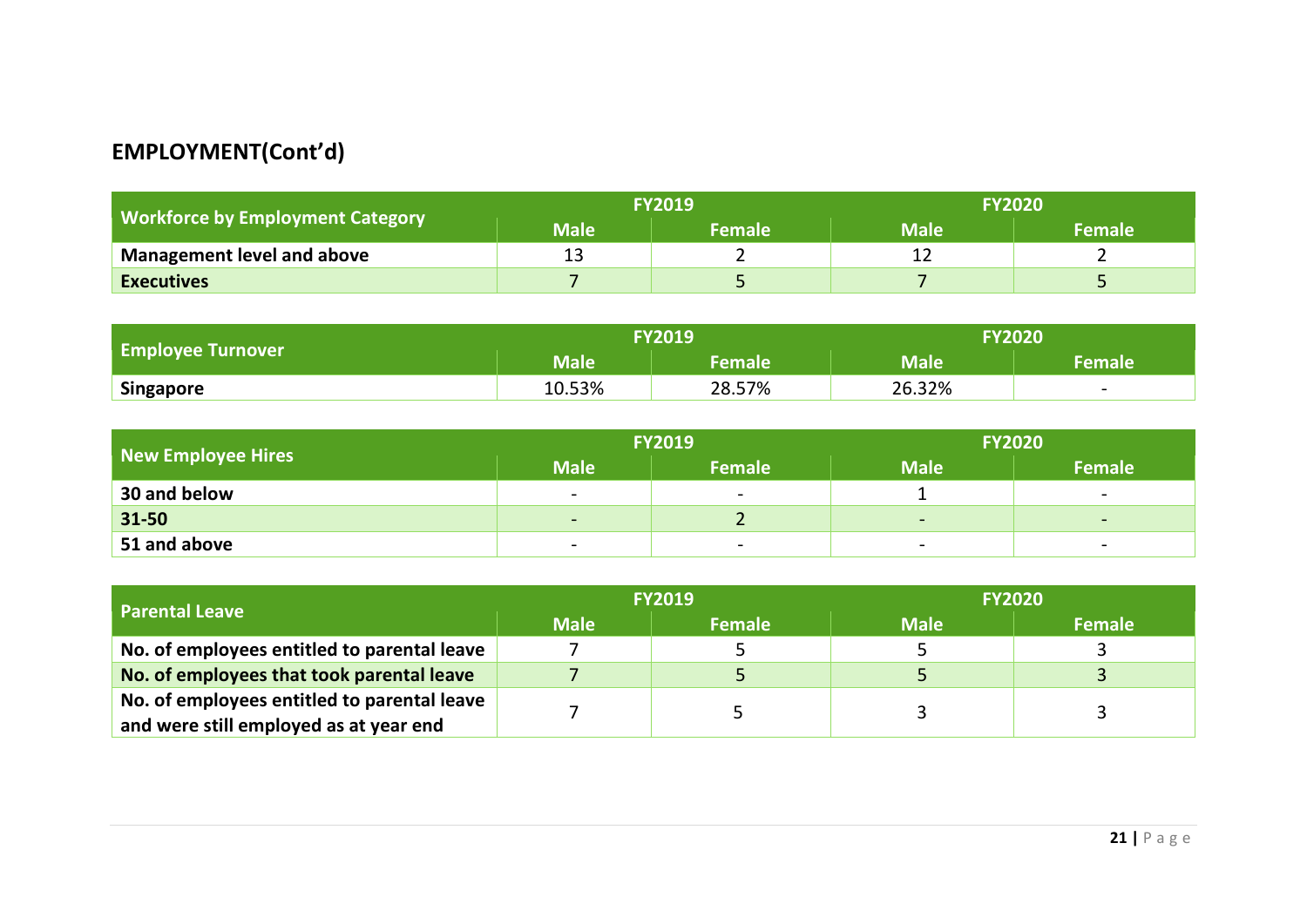## EMPLOYMENT(Cont'd)

| Workforce by Employment Category | FY2019 | | FY2020 | |
|---|---|---|---|---|
| | Male | Female | Male | Female |
| **Management level and above** | 13 | 2 | 12 | 2 |
| **Executives** | 7 | 5 | 7 | 5 |

| Employee Turnover | FY2019 | | FY2020 | |
|---|---|---|---|---|
| | Male | Female | Male | Female |
| **Singapore** | 10.53% | 28.57% | 26.32% | - |

| New Employee Hires | FY2019 | | FY2020 | |
|---|---|---|---|---|
| | Male | Female | Male | Female |
| **30 and below** | - | - | 1 | - |
| **31-50** | - | 2 | - | - |
| **51 and above** | - | - | - | - |

| Parental Leave | FY2019 | | FY2020 | |
|---|---|---|---|---|
| | Male | Female | Male | Female |
| **No. of employees entitled to parental leave** | 7 | 5 | 5 | 3 |
| **No. of employees that took parental leave** | 7 | 5 | 5 | 3 |
| **No. of employees entitled to parental leave and were still employed as at year end** | 7 | 5 | 3 | 3 |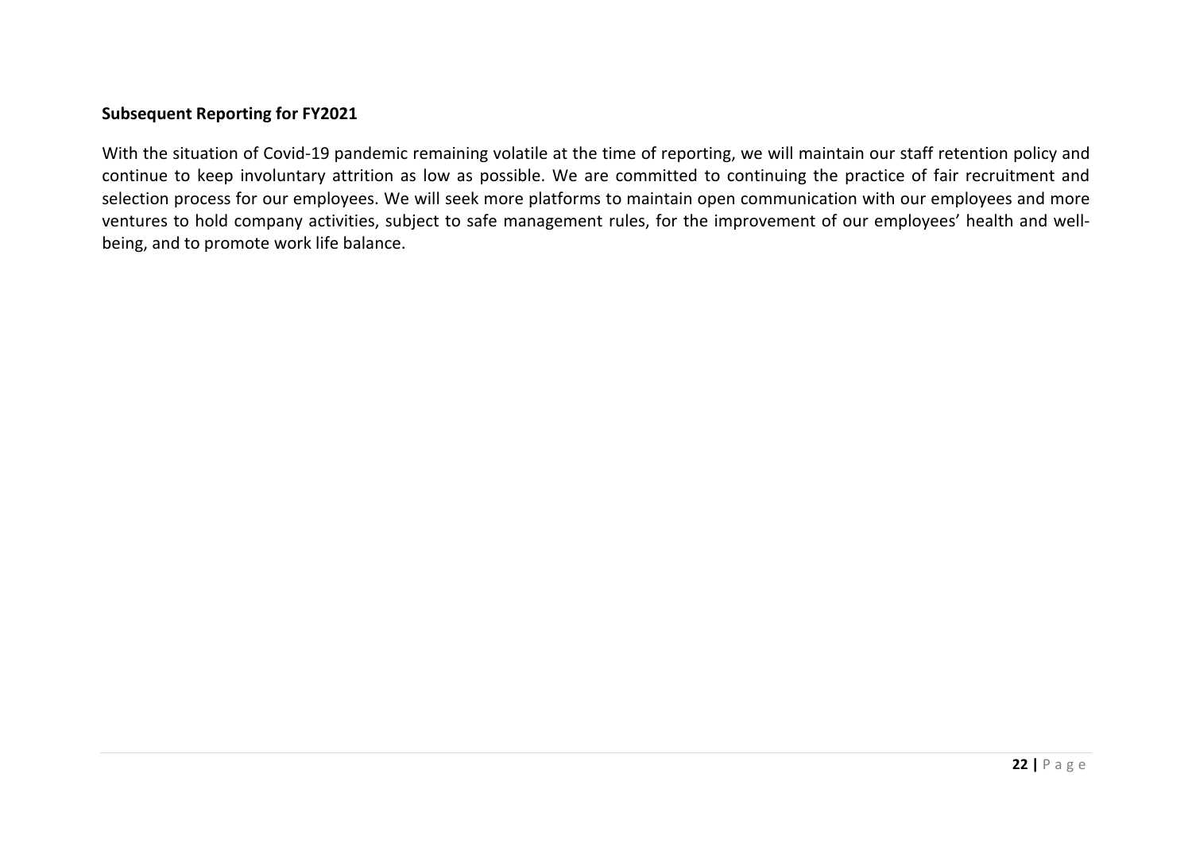**Subsequent Reporting for FY2021**

With the situation of Covid-19 pandemic remaining volatile at the time of reporting, we will maintain our staff retention policy and continue to keep involuntary attrition as low as possible. We are committed to continuing the practice of fair recruitment and selection process for our employees. We will seek more platforms to maintain open communication with our employees and more ventures to hold company activities, subject to safe management rules, for the improvement of our employees' health and well-being, and to promote work life balance.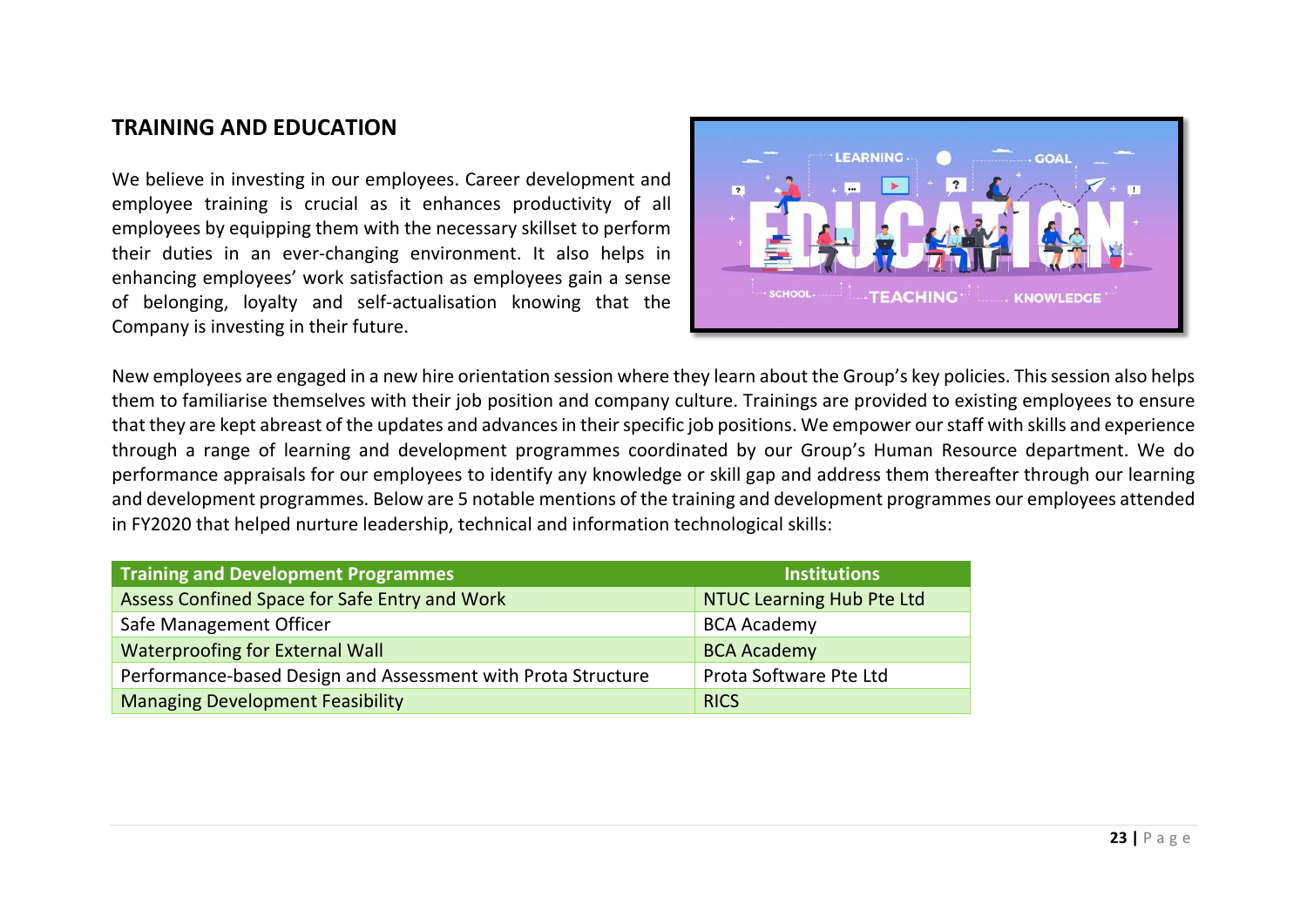## TRAINING AND EDUCATION

We believe in investing in our employees. Career development and employee training is crucial as it enhances productivity of all employees by equipping them with the necessary skillset to perform their duties in an ever-changing environment. It also helps in enhancing employees' work satisfaction as employees gain a sense of belonging, loyalty and self-actualisation knowing that the Company is investing in their future.

New employees are engaged in a new hire orientation session where they learn about the Group's key policies. This session also helps them to familiarise themselves with their job position and company culture. Trainings are provided to existing employees to ensure that they are kept abreast of the updates and advances in their specific job positions. We empower our staff with skills and experience through a range of learning and development programmes coordinated by our Group's Human Resource department. We do performance appraisals for our employees to identify any knowledge or skill gap and address them thereafter through our learning and development programmes. Below are 5 notable mentions of the training and development programmes our employees attended in FY2020 that helped nurture leadership, technical and information technological skills:

| Training and Development Programmes | Institutions |
|---|---|
| Assess Confined Space for Safe Entry and Work | NTUC Learning Hub Pte Ltd |
| Safe Management Officer | BCA Academy |
| Waterproofing for External Wall | BCA Academy |
| Performance-based Design and Assessment with Prota Structure | Prota Software Pte Ltd |
| Managing Development Feasibility | RICS |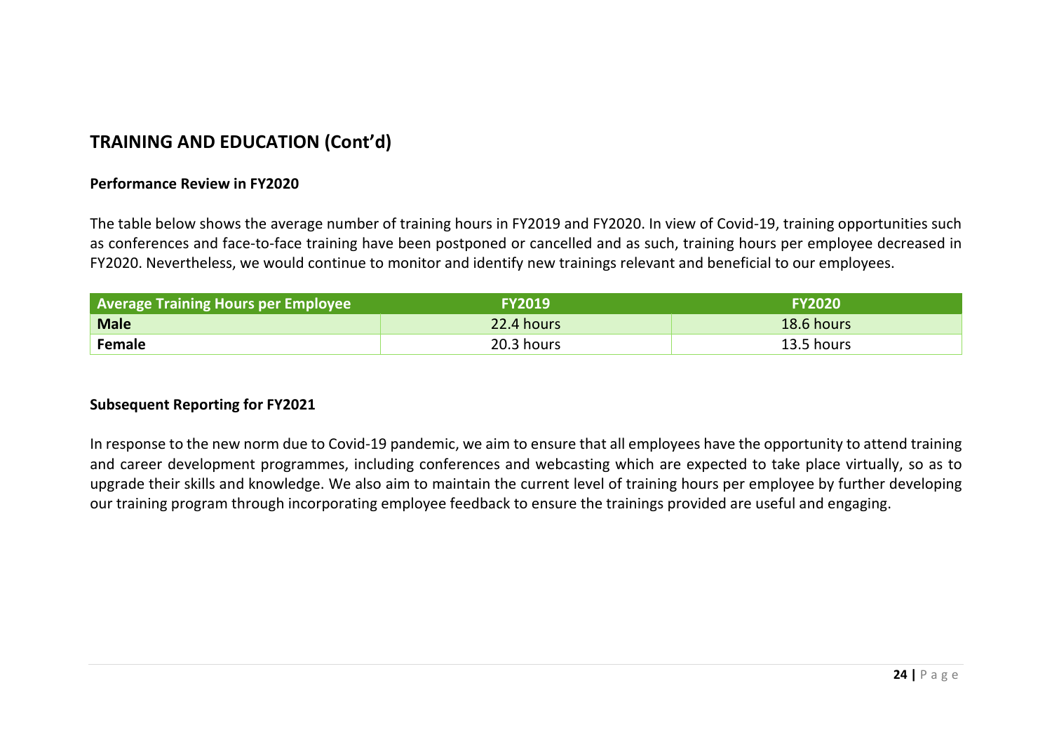## TRAINING AND EDUCATION (Cont'd)

**Performance Review in FY2020**

The table below shows the average number of training hours in FY2019 and FY2020. In view of Covid-19, training opportunities such as conferences and face-to-face training have been postponed or cancelled and as such, training hours per employee decreased in FY2020. Nevertheless, we would continue to monitor and identify new trainings relevant and beneficial to our employees.

| Average Training Hours per Employee | FY2019 | FY2020 |
| --- | --- | --- |
| **Male** | 22.4 hours | 18.6 hours |
| **Female** | 20.3 hours | 13.5 hours |

**Subsequent Reporting for FY2021**

In response to the new norm due to Covid-19 pandemic, we aim to ensure that all employees have the opportunity to attend training and career development programmes, including conferences and webcasting which are expected to take place virtually, so as to upgrade their skills and knowledge. We also aim to maintain the current level of training hours per employee by further developing our training program through incorporating employee feedback to ensure the trainings provided are useful and engaging.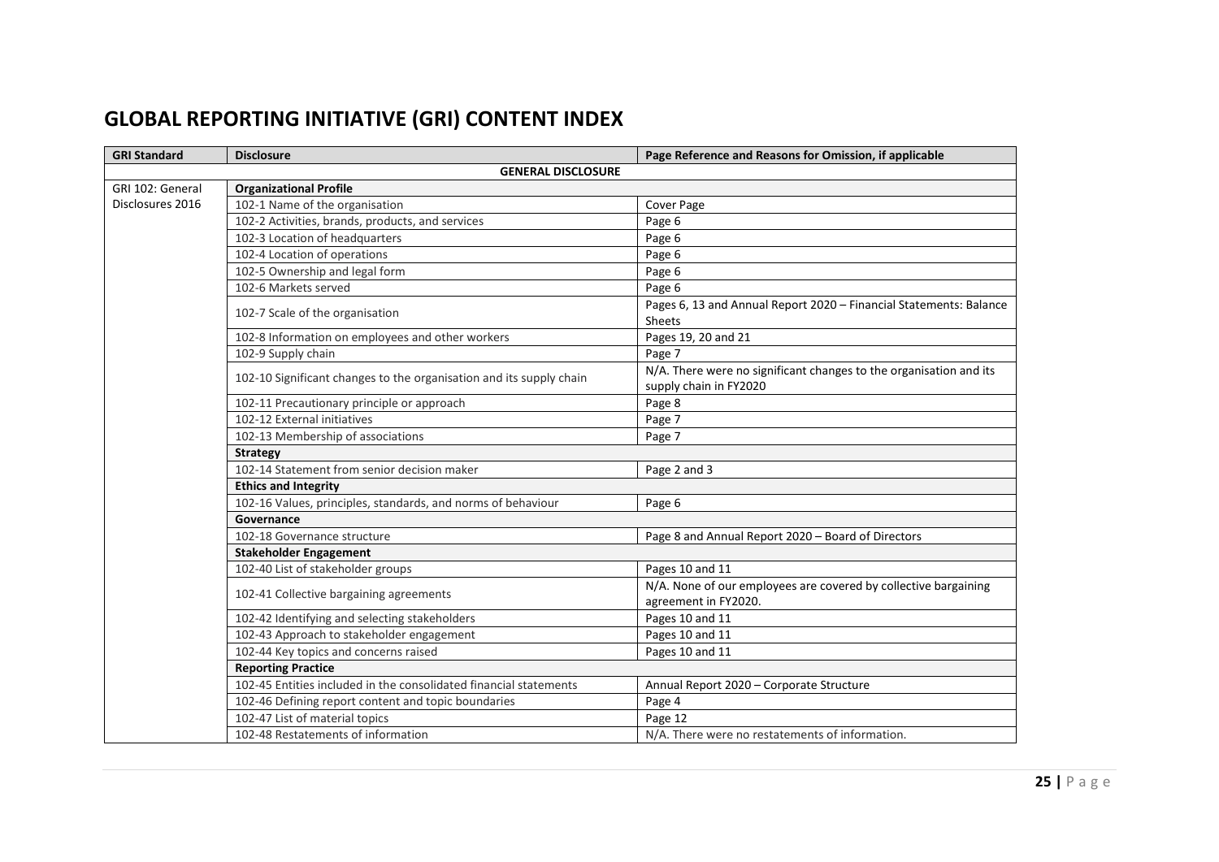# GLOBAL REPORTING INITIATIVE (GRI) CONTENT INDEX

| GRI Standard | Disclosure | Page Reference and Reasons for Omission, if applicable |
|---|---|---|
| | **GENERAL DISCLOSURE** | |
| GRI 102: General Disclosures 2016 | **Organizational Profile** | |
| | 102-1 Name of the organisation | Cover Page |
| | 102-2 Activities, brands, products, and services | Page 6 |
| | 102-3 Location of headquarters | Page 6 |
| | 102-4 Location of operations | Page 6 |
| | 102-5 Ownership and legal form | Page 6 |
| | 102-6 Markets served | Page 6 |
| | 102-7 Scale of the organisation | Pages 6, 13 and Annual Report 2020 – Financial Statements: Balance Sheets |
| | 102-8 Information on employees and other workers | Pages 19, 20 and 21 |
| | 102-9 Supply chain | Page 7 |
| | 102-10 Significant changes to the organisation and its supply chain | N/A. There were no significant changes to the organisation and its supply chain in FY2020 |
| | 102-11 Precautionary principle or approach | Page 8 |
| | 102-12 External initiatives | Page 7 |
| | 102-13 Membership of associations | Page 7 |
| | **Strategy** | |
| | 102-14 Statement from senior decision maker | Page 2 and 3 |
| | **Ethics and Integrity** | |
| | 102-16 Values, principles, standards, and norms of behaviour | Page 6 |
| | **Governance** | |
| | 102-18 Governance structure | Page 8 and Annual Report 2020 – Board of Directors |
| | **Stakeholder Engagement** | |
| | 102-40 List of stakeholder groups | Pages 10 and 11 |
| | 102-41 Collective bargaining agreements | N/A. None of our employees are covered by collective bargaining agreement in FY2020. |
| | 102-42 Identifying and selecting stakeholders | Pages 10 and 11 |
| | 102-43 Approach to stakeholder engagement | Pages 10 and 11 |
| | 102-44 Key topics and concerns raised | Pages 10 and 11 |
| | **Reporting Practice** | |
| | 102-45 Entities included in the consolidated financial statements | Annual Report 2020 – Corporate Structure |
| | 102-46 Defining report content and topic boundaries | Page 4 |
| | 102-47 List of material topics | Page 12 |
| | 102-48 Restatements of information | N/A. There were no restatements of information. |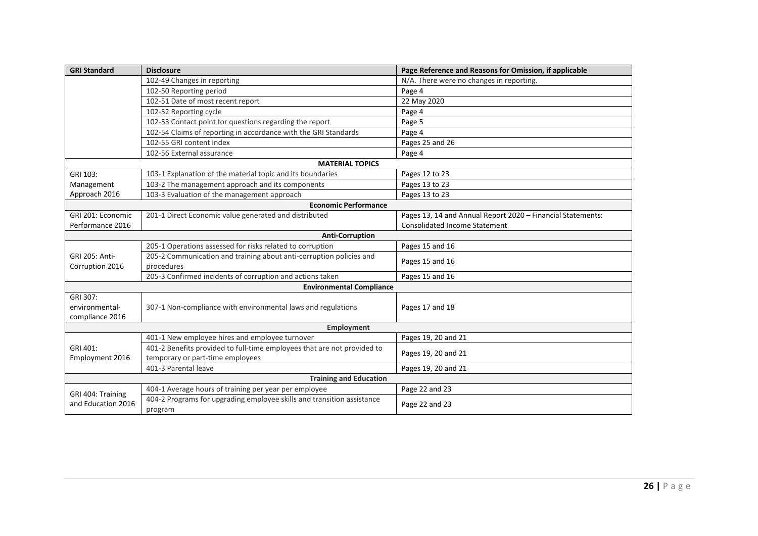| GRI Standard | Disclosure | Page Reference and Reasons for Omission, if applicable |
|---|---|---|
| | 102-49 Changes in reporting | N/A. There were no changes in reporting. |
| | 102-50 Reporting period | Page 4 |
| | 102-51 Date of most recent report | 22 May 2020 |
| | 102-52 Reporting cycle | Page 4 |
| | 102-53 Contact point for questions regarding the report | Page 5 |
| | 102-54 Claims of reporting in accordance with the GRI Standards | Page 4 |
| | 102-55 GRI content index | Pages 25 and 26 |
| | 102-56 External assurance | Page 4 |
| **MATERIAL TOPICS** | | |
| GRI 103: Management Approach 2016 | 103-1 Explanation of the material topic and its boundaries | Pages 12 to 23 |
| | 103-2 The management approach and its components | Pages 13 to 23 |
| | 103-3 Evaluation of the management approach | Pages 13 to 23 |
| **Economic Performance** | | |
| GRI 201: Economic Performance 2016 | 201-1 Direct Economic value generated and distributed | Pages 13, 14 and Annual Report 2020 – Financial Statements: Consolidated Income Statement |
| **Anti-Corruption** | | |
| GRI 205: Anti-Corruption 2016 | 205-1 Operations assessed for risks related to corruption | Pages 15 and 16 |
| | 205-2 Communication and training about anti-corruption policies and procedures | Pages 15 and 16 |
| | 205-3 Confirmed incidents of corruption and actions taken | Pages 15 and 16 |
| **Environmental Compliance** | | |
| GRI 307: environmental-compliance 2016 | 307-1 Non-compliance with environmental laws and regulations | Pages 17 and 18 |
| **Employment** | | |
| GRI 401: Employment 2016 | 401-1 New employee hires and employee turnover | Pages 19, 20 and 21 |
| | 401-2 Benefits provided to full-time employees that are not provided to temporary or part-time employees | Pages 19, 20 and 21 |
| | 401-3 Parental leave | Pages 19, 20 and 21 |
| **Training and Education** | | |
| GRI 404: Training and Education 2016 | 404-1 Average hours of training per year per employee | Page 22 and 23 |
| | 404-2 Programs for upgrading employee skills and transition assistance program | Page 22 and 23 |